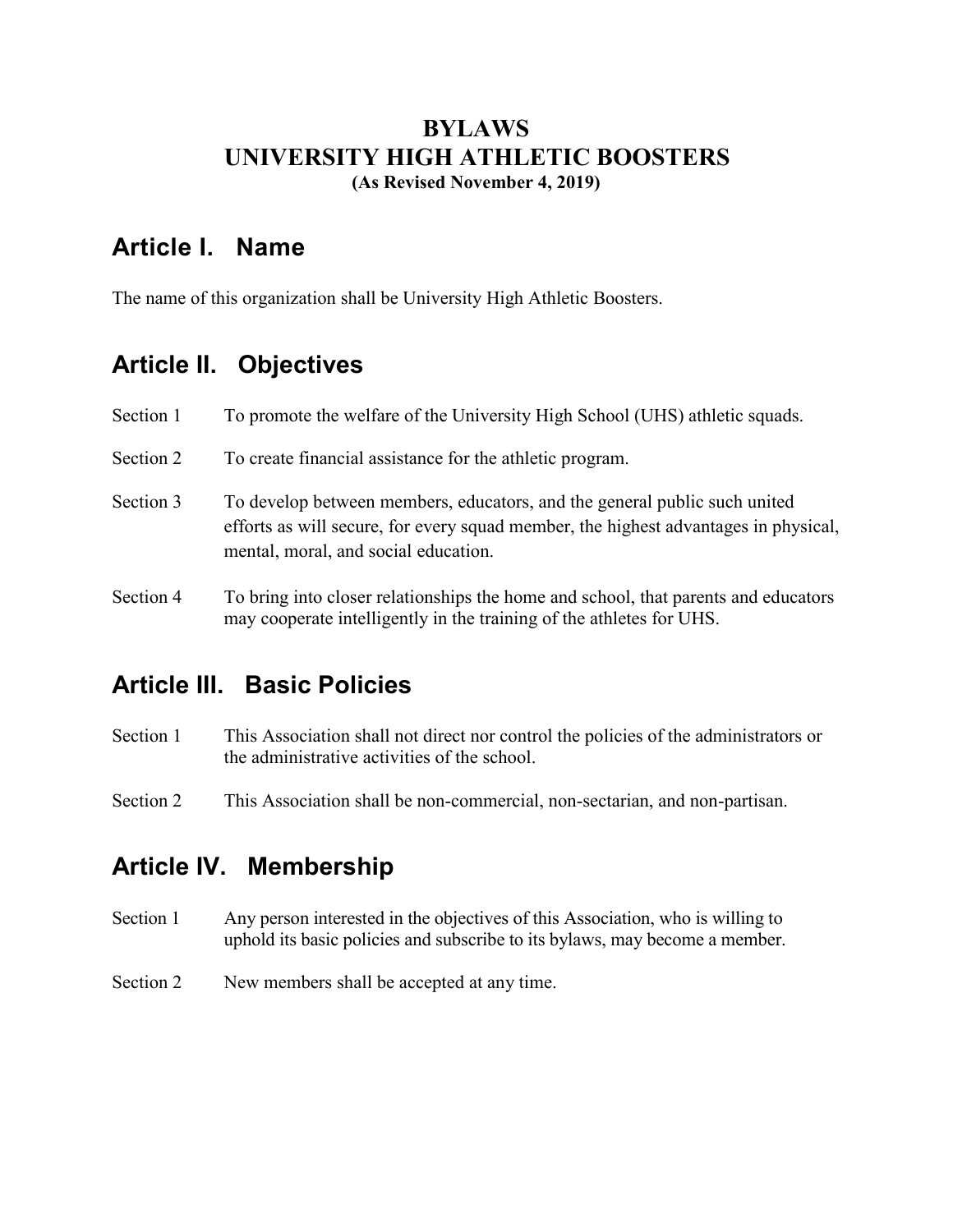# BYLAWS
# UNIVERSITY HIGH ATHLETIC BOOSTERS
**(As Revised November 4, 2019)**

## Article I. Name

The name of this organization shall be University High Athletic Boosters.

## Article II. Objectives

Section 1 To promote the welfare of the University High School (UHS) athletic squads.

Section 2 To create financial assistance for the athletic program.

Section 3 To develop between members, educators, and the general public such united efforts as will secure, for every squad member, the highest advantages in physical, mental, moral, and social education.

Section 4 To bring into closer relationships the home and school, that parents and educators may cooperate intelligently in the training of the athletes for UHS.

## Article III. Basic Policies

Section 1 This Association shall not direct nor control the policies of the administrators or the administrative activities of the school.

Section 2 This Association shall be non-commercial, non-sectarian, and non-partisan.

## Article IV. Membership

Section 1 Any person interested in the objectives of this Association, who is willing to uphold its basic policies and subscribe to its bylaws, may become a member.

Section 2 New members shall be accepted at any time.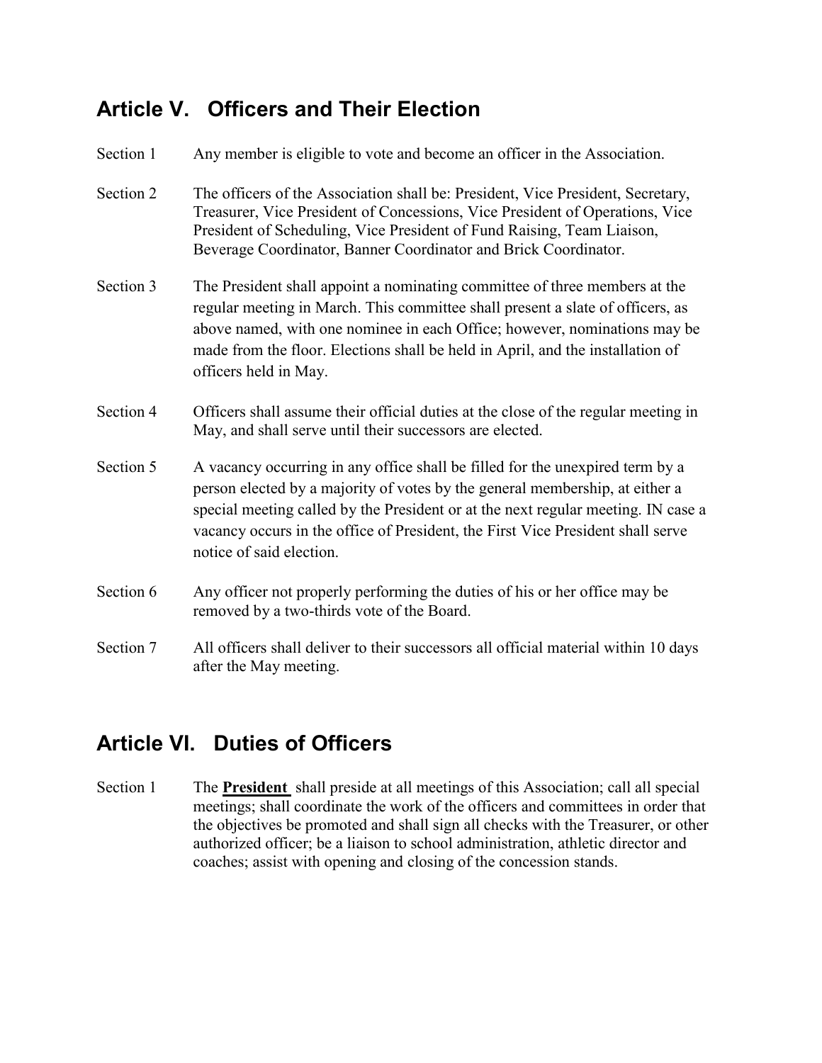## Article V. Officers and Their Election

Section 1 Any member is eligible to vote and become an officer in the Association.

Section 2 The officers of the Association shall be: President, Vice President, Secretary, Treasurer, Vice President of Concessions, Vice President of Operations, Vice President of Scheduling, Vice President of Fund Raising, Team Liaison, Beverage Coordinator, Banner Coordinator and Brick Coordinator.

Section 3 The President shall appoint a nominating committee of three members at the regular meeting in March. This committee shall present a slate of officers, as above named, with one nominee in each Office; however, nominations may be made from the floor. Elections shall be held in April, and the installation of officers held in May.

Section 4 Officers shall assume their official duties at the close of the regular meeting in May, and shall serve until their successors are elected.

Section 5 A vacancy occurring in any office shall be filled for the unexpired term by a person elected by a majority of votes by the general membership, at either a special meeting called by the President or at the next regular meeting. IN case a vacancy occurs in the office of President, the First Vice President shall serve notice of said election.

Section 6 Any officer not properly performing the duties of his or her office may be removed by a two-thirds vote of the Board.

Section 7 All officers shall deliver to their successors all official material within 10 days after the May meeting.

## Article VI. Duties of Officers

Section 1 The **President** shall preside at all meetings of this Association; call all special meetings; shall coordinate the work of the officers and committees in order that the objectives be promoted and shall sign all checks with the Treasurer, or other authorized officer; be a liaison to school administration, athletic director and coaches; assist with opening and closing of the concession stands.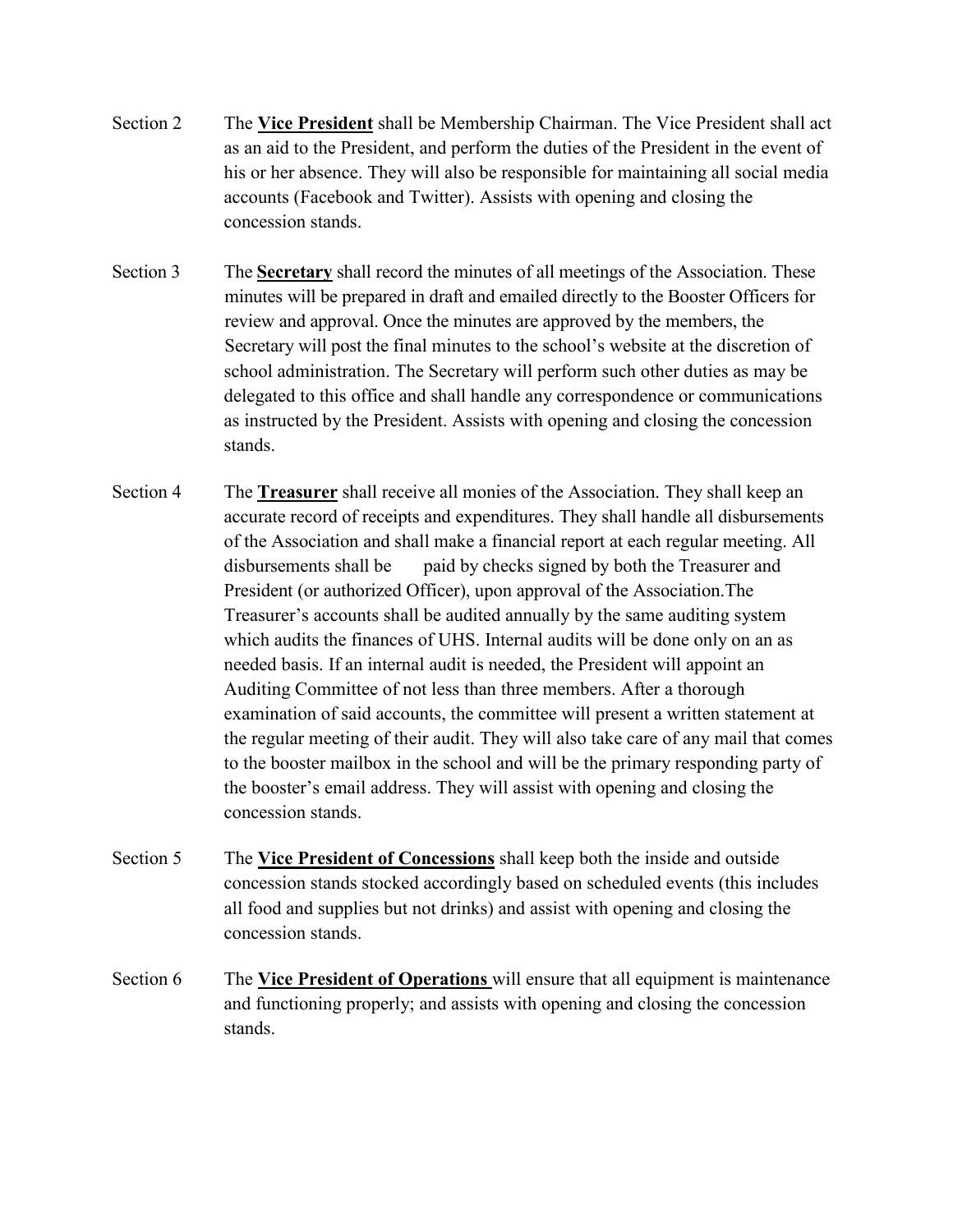Section 2 The **<u>Vice President</u>** shall be Membership Chairman. The Vice President shall act as an aid to the President, and perform the duties of the President in the event of his or her absence. They will also be responsible for maintaining all social media accounts (Facebook and Twitter). Assists with opening and closing the concession stands.

Section 3 The **<u>Secretary</u>** shall record the minutes of all meetings of the Association. These minutes will be prepared in draft and emailed directly to the Booster Officers for review and approval. Once the minutes are approved by the members, the Secretary will post the final minutes to the school's website at the discretion of school administration. The Secretary will perform such other duties as may be delegated to this office and shall handle any correspondence or communications as instructed by the President. Assists with opening and closing the concession stands.

Section 4 The **<u>Treasurer</u>** shall receive all monies of the Association. They shall keep an accurate record of receipts and expenditures. They shall handle all disbursements of the Association and shall make a financial report at each regular meeting. All disbursements shall be paid by checks signed by both the Treasurer and President (or authorized Officer), upon approval of the Association.The Treasurer's accounts shall be audited annually by the same auditing system which audits the finances of UHS. Internal audits will be done only on an as needed basis. If an internal audit is needed, the President will appoint an Auditing Committee of not less than three members. After a thorough examination of said accounts, the committee will present a written statement at the regular meeting of their audit. They will also take care of any mail that comes to the booster mailbox in the school and will be the primary responding party of the booster's email address. They will assist with opening and closing the concession stands.

Section 5 The **<u>Vice President of Concessions</u>** shall keep both the inside and outside concession stands stocked accordingly based on scheduled events (this includes all food and supplies but not drinks) and assist with opening and closing the concession stands.

Section 6 The **<u>Vice President of Operations</u>** will ensure that all equipment is maintenance and functioning properly; and assists with opening and closing the concession stands.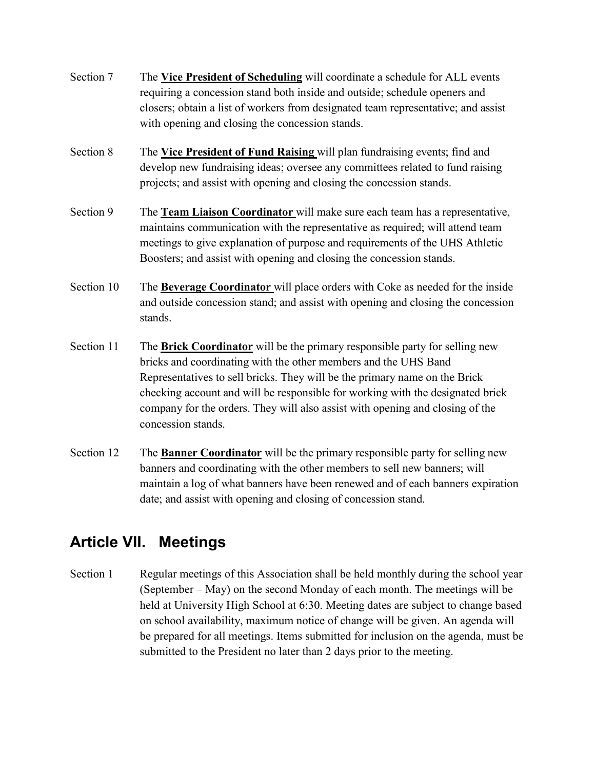Section 7 The **Vice President of Scheduling** will coordinate a schedule for ALL events requiring a concession stand both inside and outside; schedule openers and closers; obtain a list of workers from designated team representative; and assist with opening and closing the concession stands.

Section 8 The **Vice President of Fund Raising** will plan fundraising events; find and develop new fundraising ideas; oversee any committees related to fund raising projects; and assist with opening and closing the concession stands.

Section 9 The **Team Liaison Coordinator** will make sure each team has a representative, maintains communication with the representative as required; will attend team meetings to give explanation of purpose and requirements of the UHS Athletic Boosters; and assist with opening and closing the concession stands.

Section 10 The **Beverage Coordinator** will place orders with Coke as needed for the inside and outside concession stand; and assist with opening and closing the concession stands.

Section 11 The **Brick Coordinator** will be the primary responsible party for selling new bricks and coordinating with the other members and the UHS Band Representatives to sell bricks. They will be the primary name on the Brick checking account and will be responsible for working with the designated brick company for the orders. They will also assist with opening and closing of the concession stands.

Section 12 The **Banner Coordinator** will be the primary responsible party for selling new banners and coordinating with the other members to sell new banners; will maintain a log of what banners have been renewed and of each banners expiration date; and assist with opening and closing of concession stand.

## Article VII. Meetings

Section 1 Regular meetings of this Association shall be held monthly during the school year (September – May) on the second Monday of each month. The meetings will be held at University High School at 6:30. Meeting dates are subject to change based on school availability, maximum notice of change will be given. An agenda will be prepared for all meetings. Items submitted for inclusion on the agenda, must be submitted to the President no later than 2 days prior to the meeting.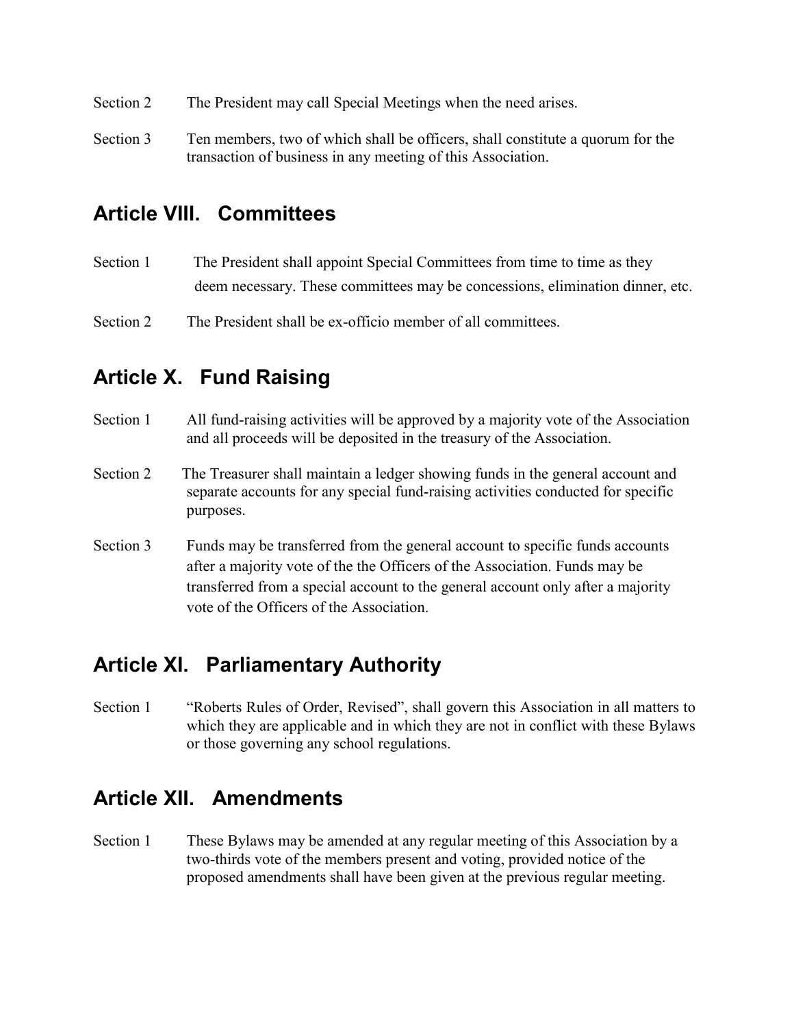Section 2 The President may call Special Meetings when the need arises.

Section 3 Ten members, two of which shall be officers, shall constitute a quorum for the transaction of business in any meeting of this Association.

## Article VIII. Committees

Section 1 The President shall appoint Special Committees from time to time as they deem necessary. These committees may be concessions, elimination dinner, etc.

Section 2 The President shall be ex-officio member of all committees.

## Article X. Fund Raising

Section 1 All fund-raising activities will be approved by a majority vote of the Association and all proceeds will be deposited in the treasury of the Association.

Section 2 The Treasurer shall maintain a ledger showing funds in the general account and separate accounts for any special fund-raising activities conducted for specific purposes.

Section 3 Funds may be transferred from the general account to specific funds accounts after a majority vote of the the Officers of the Association. Funds may be transferred from a special account to the general account only after a majority vote of the Officers of the Association.

## Article XI. Parliamentary Authority

Section 1 "Roberts Rules of Order, Revised", shall govern this Association in all matters to which they are applicable and in which they are not in conflict with these Bylaws or those governing any school regulations.

## Article XII. Amendments

Section 1 These Bylaws may be amended at any regular meeting of this Association by a two-thirds vote of the members present and voting, provided notice of the proposed amendments shall have been given at the previous regular meeting.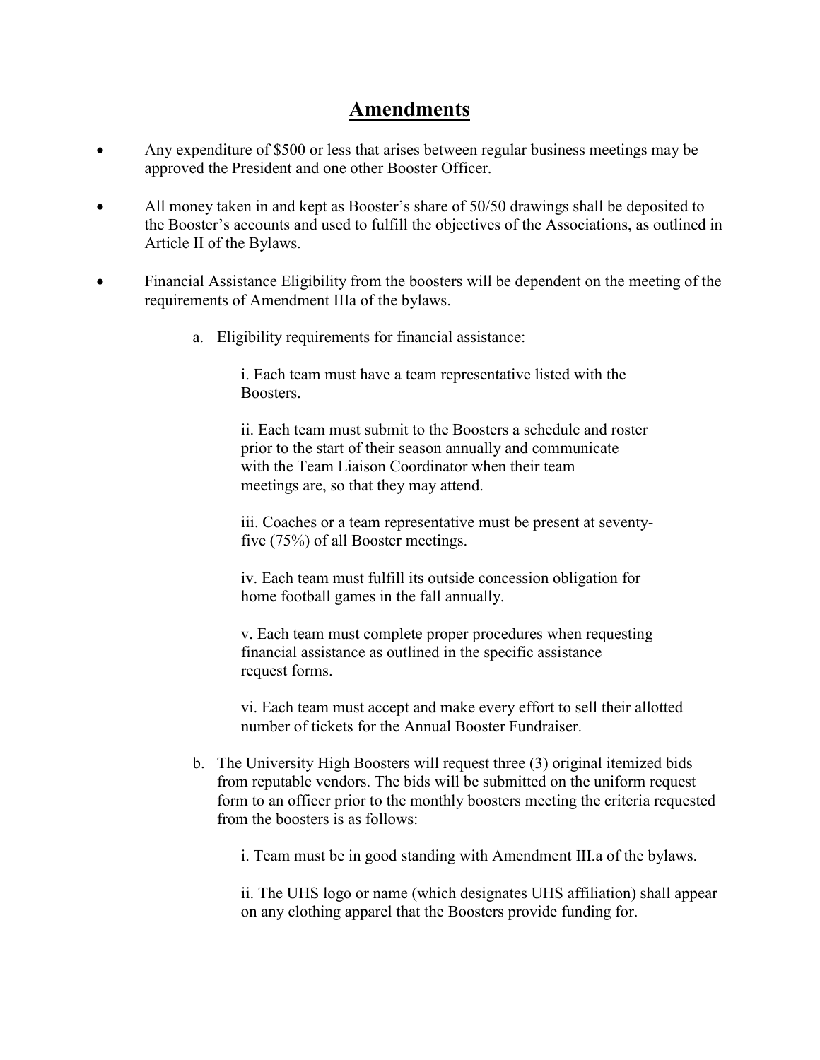# Amendments

- Any expenditure of $500 or less that arises between regular business meetings may be approved the President and one other Booster Officer.
- All money taken in and kept as Booster's share of 50/50 drawings shall be deposited to the Booster's accounts and used to fulfill the objectives of the Associations, as outlined in Article II of the Bylaws.
- Financial Assistance Eligibility from the boosters will be dependent on the meeting of the requirements of Amendment IIIa of the bylaws.

   a. Eligibility requirements for financial assistance:

      i. Each team must have a team representative listed with the Boosters.

      ii. Each team must submit to the Boosters a schedule and roster prior to the start of their season annually and communicate with the Team Liaison Coordinator when their team meetings are, so that they may attend.

      iii. Coaches or a team representative must be present at seventy-five (75%) of all Booster meetings.

      iv. Each team must fulfill its outside concession obligation for home football games in the fall annually.

      v. Each team must complete proper procedures when requesting financial assistance as outlined in the specific assistance request forms.

      vi. Each team must accept and make every effort to sell their allotted number of tickets for the Annual Booster Fundraiser.

   b. The University High Boosters will request three (3) original itemized bids from reputable vendors. The bids will be submitted on the uniform request form to an officer prior to the monthly boosters meeting the criteria requested from the boosters is as follows:

      i. Team must be in good standing with Amendment III.a of the bylaws.

      ii. The UHS logo or name (which designates UHS affiliation) shall appear on any clothing apparel that the Boosters provide funding for.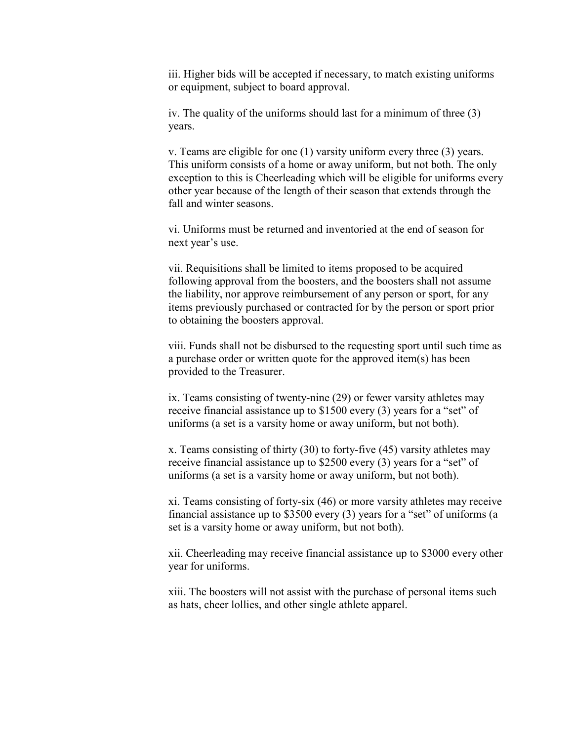iii. Higher bids will be accepted if necessary, to match existing uniforms or equipment, subject to board approval.

iv. The quality of the uniforms should last for a minimum of three (3) years.

v. Teams are eligible for one (1) varsity uniform every three (3) years. This uniform consists of a home or away uniform, but not both. The only exception to this is Cheerleading which will be eligible for uniforms every other year because of the length of their season that extends through the fall and winter seasons.

vi. Uniforms must be returned and inventoried at the end of season for next year's use.

vii. Requisitions shall be limited to items proposed to be acquired following approval from the boosters, and the boosters shall not assume the liability, nor approve reimbursement of any person or sport, for any items previously purchased or contracted for by the person or sport prior to obtaining the boosters approval.

viii. Funds shall not be disbursed to the requesting sport until such time as a purchase order or written quote for the approved item(s) has been provided to the Treasurer.

ix. Teams consisting of twenty-nine (29) or fewer varsity athletes may receive financial assistance up to $1500 every (3) years for a "set" of uniforms (a set is a varsity home or away uniform, but not both).

x. Teams consisting of thirty (30) to forty-five (45) varsity athletes may receive financial assistance up to $2500 every (3) years for a "set" of uniforms (a set is a varsity home or away uniform, but not both).

xi. Teams consisting of forty-six (46) or more varsity athletes may receive financial assistance up to $3500 every (3) years for a "set" of uniforms (a set is a varsity home or away uniform, but not both).

xii. Cheerleading may receive financial assistance up to $3000 every other year for uniforms.

xiii. The boosters will not assist with the purchase of personal items such as hats, cheer lollies, and other single athlete apparel.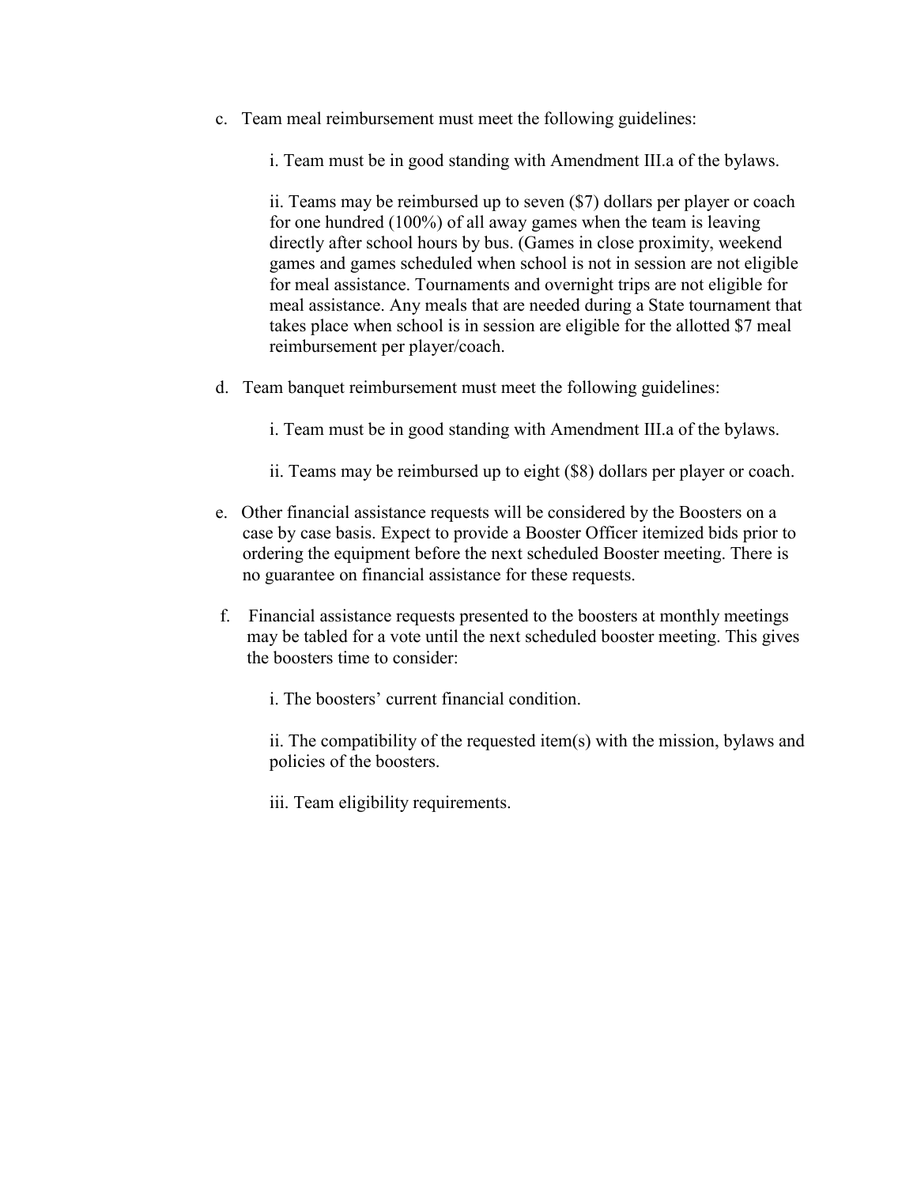c. Team meal reimbursement must meet the following guidelines:

   i. Team must be in good standing with Amendment III.a of the bylaws.

   ii. Teams may be reimbursed up to seven ($7) dollars per player or coach for one hundred (100%) of all away games when the team is leaving directly after school hours by bus. (Games in close proximity, weekend games and games scheduled when school is not in session are not eligible for meal assistance. Tournaments and overnight trips are not eligible for meal assistance. Any meals that are needed during a State tournament that takes place when school is in session are eligible for the allotted $7 meal reimbursement per player/coach.

d. Team banquet reimbursement must meet the following guidelines:

   i. Team must be in good standing with Amendment III.a of the bylaws.

   ii. Teams may be reimbursed up to eight ($8) dollars per player or coach.

e. Other financial assistance requests will be considered by the Boosters on a case by case basis. Expect to provide a Booster Officer itemized bids prior to ordering the equipment before the next scheduled Booster meeting. There is no guarantee on financial assistance for these requests.

f. Financial assistance requests presented to the boosters at monthly meetings may be tabled for a vote until the next scheduled booster meeting. This gives the boosters time to consider:

   i. The boosters' current financial condition.

   ii. The compatibility of the requested item(s) with the mission, bylaws and policies of the boosters.

   iii. Team eligibility requirements.